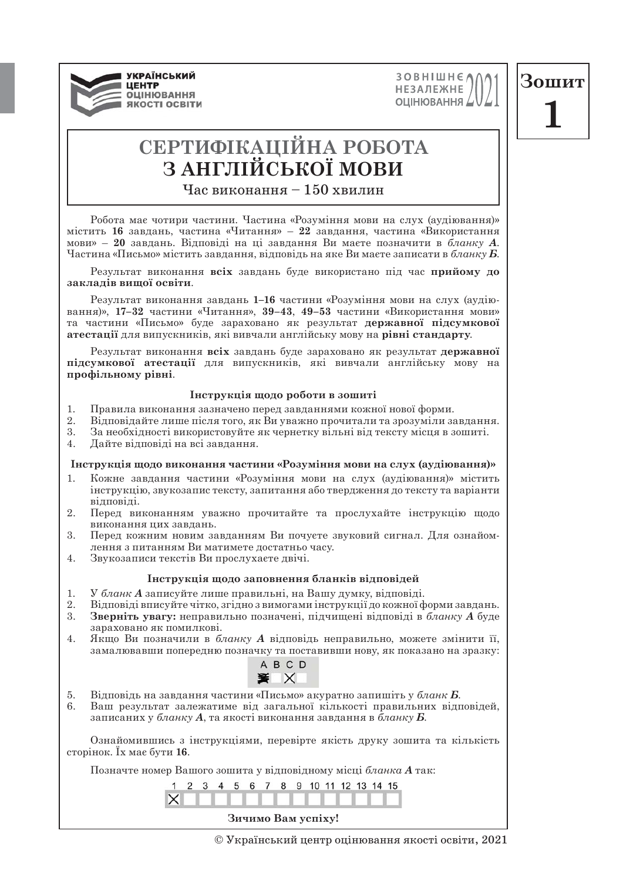УКРАЇНСЬКИЙ ЦЕНТР ОЦІНЮВАННЯ ЯКОСТІ ОСВІТИ

ЗОВНІШНЄ НЕЗАЛЕЖНЕ ОЦІНЮВАННЯ 2021

**Зошит 1**

# СЕРТИФІКАЦІЙНА РОБОТА З АНГЛІЙСЬКОЇ МОВИ

Час виконання – 150 хвилин

Робота має чотири частини. Частина «Розуміння мови на слух (аудіювання)» містить **16** завдань, частина «Читання» – **22** завдання, частина «Використання мови» – **20** завдань. Відповіді на ці завдання Ви маєте позначити в *бланку **А***. Частина «Письмо» містить завдання, відповідь на яке Ви маєте записати в *бланку **Б***.

Результат виконання **всіх** завдань буде використано під час **прийому до закладів вищої освіти**.

Результат виконання завдань **1–16** частини «Розуміння мови на слух (аудіювання)», **17–32** частини «Читання», **39–43**, **49–53** частини «Використання мови» та частини «Письмо» буде зараховано як результат **державної підсумкової атестації** для випускників, які вивчали англійську мову на **рівні стандарту**.

Результат виконання **всіх** завдань буде зараховано як результат **державної підсумкової атестації** для випускників, які вивчали англійську мову на **профільному рівні**.

### Інструкція щодо роботи в зошиті

1. Правила виконання зазначено перед завданнями кожної нової форми.
2. Відповідайте лише після того, як Ви уважно прочитали та зрозуміли завдання.
3. За необхідності використовуйте як чернетку вільні від тексту місця в зошиті.
4. Дайте відповіді на всі завдання.

### Інструкція щодо виконання частини «Розуміння мови на слух (аудіювання)»

1. Кожне завдання частини «Розуміння мови на слух (аудіювання)» містить інструкцію, звукозапис тексту, запитання або твердження до тексту та варіанти відповіді.
2. Перед виконанням уважно прочитайте та прослухайте інструкцію щодо виконання цих завдань.
3. Перед кожним новим завданням Ви почуєте звуковий сигнал. Для ознайомлення з питанням Ви матимете достатньо часу.
4. Звукозаписи текстів Ви прослухаєте двічі.

### Інструкція щодо заповнення бланків відповідей

1. У *бланк **А*** записуйте лише правильні, на Вашу думку, відповіді.
2. Відповіді вписуйте чітко, згідно з вимогами інструкції до кожної форми завдань.
3. **Зверніть увагу:** неправильно позначені, підчищені відповіді в *бланку **А*** буде зараховано як помилкові.
4. Якщо Ви позначили в *бланку **А*** відповідь неправильно, можете змінити її, замалювавши попередню позначку та поставивши нову, як показано на зразку:

   A B C D

5. Відповідь на завдання частини «Письмо» акуратно запишіть у *бланк **Б***.
6. Ваш результат залежатиме від загальної кількості правильних відповідей, записаних у *бланку **А***, та якості виконання завдання в *бланку **Б***.

Ознайомившись з інструкціями, перевірте якість друку зошита та кількість сторінок. Їх має бути **16**.

Позначте номер Вашого зошита у відповідному місці *бланка **А*** так:

1 2 3 4 5 6 7 8 9 10 11 12 13 14 15

**Зичимо Вам успіху!**

© Український центр оцінювання якості освіти, 2021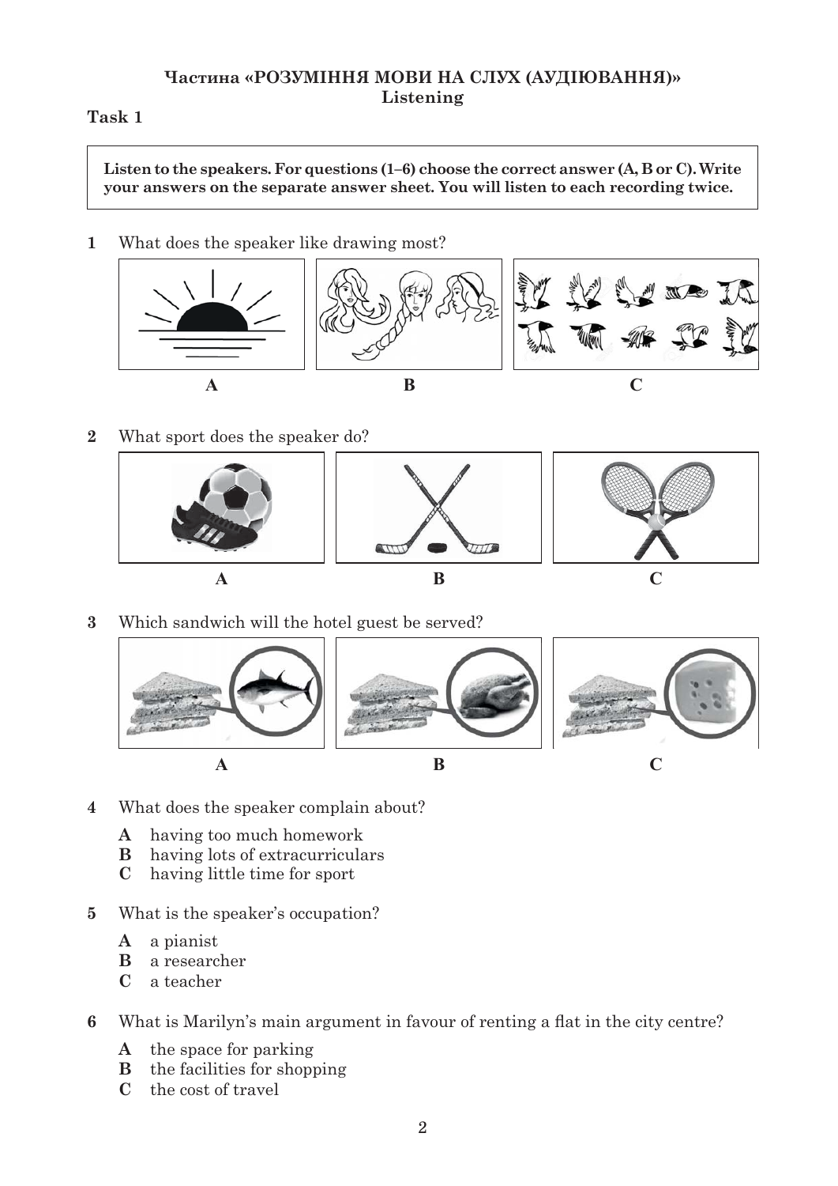# Частина «РОЗУМІННЯ МОВИ НА СЛУХ (АУДІЮВАННЯ)»
## Listening

### Task 1

**Listen to the speakers. For questions (1–6) choose the correct answer (A, B or C). Write your answers on the separate answer sheet. You will listen to each recording twice.**

**1** What does the speaker like drawing most?

**A** **B** **C**

**2** What sport does the speaker do?

**A** **B** **C**

**3** Which sandwich will the hotel guest be served?

**A** **B** **C**

**4** What does the speaker complain about?

- **A** having too much homework
- **B** having lots of extracurriculars
- **C** having little time for sport

**5** What is the speaker's occupation?

- **A** a pianist
- **B** a researcher
- **C** a teacher

**6** What is Marilyn's main argument in favour of renting a flat in the city centre?

- **A** the space for parking
- **B** the facilities for shopping
- **C** the cost of travel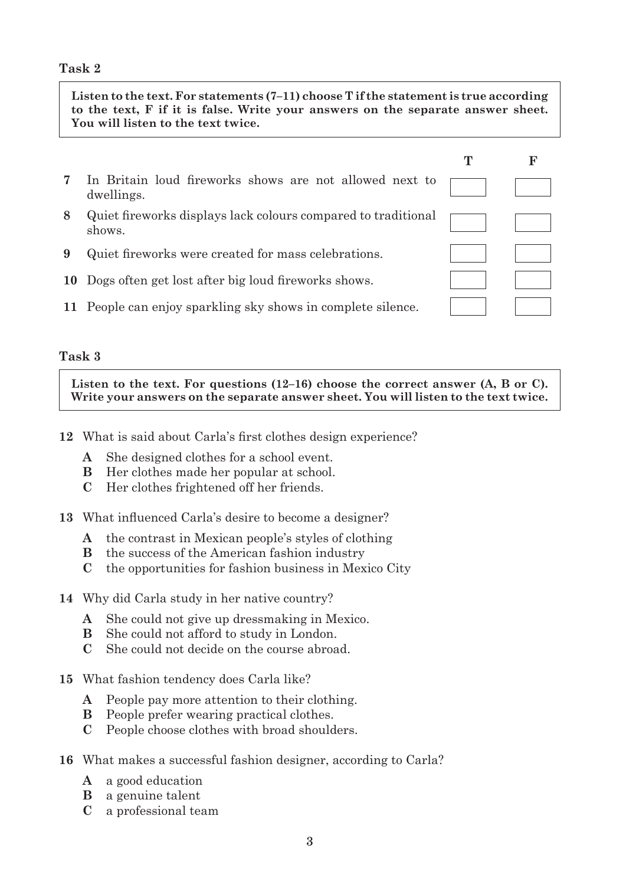**Task 2**

**Listen to the text. For statements (7–11) choose T if the statement is true according to the text, F if it is false. Write your answers on the separate answer sheet. You will listen to the text twice.**

| | | T | F |
|---|---|---|---|
| 7 | In Britain loud fireworks shows are not allowed next to dwellings. | | |
| 8 | Quiet fireworks displays lack colours compared to traditional shows. | | |
| 9 | Quiet fireworks were created for mass celebrations. | | |
| 10 | Dogs often get lost after big loud fireworks shows. | | |
| 11 | People can enjoy sparkling sky shows in complete silence. | | |

**Task 3**

**Listen to the text. For questions (12–16) choose the correct answer (A, B or C). Write your answers on the separate answer sheet. You will listen to the text twice.**

**12** What is said about Carla's first clothes design experience?

- **A** She designed clothes for a school event.
- **B** Her clothes made her popular at school.
- **C** Her clothes frightened off her friends.

**13** What influenced Carla's desire to become a designer?

- **A** the contrast in Mexican people's styles of clothing
- **B** the success of the American fashion industry
- **C** the opportunities for fashion business in Mexico City

**14** Why did Carla study in her native country?

- **A** She could not give up dressmaking in Mexico.
- **B** She could not afford to study in London.
- **C** She could not decide on the course abroad.

**15** What fashion tendency does Carla like?

- **A** People pay more attention to their clothing.
- **B** People prefer wearing practical clothes.
- **C** People choose clothes with broad shoulders.

**16** What makes a successful fashion designer, according to Carla?

- **A** a good education
- **B** a genuine talent
- **C** a professional team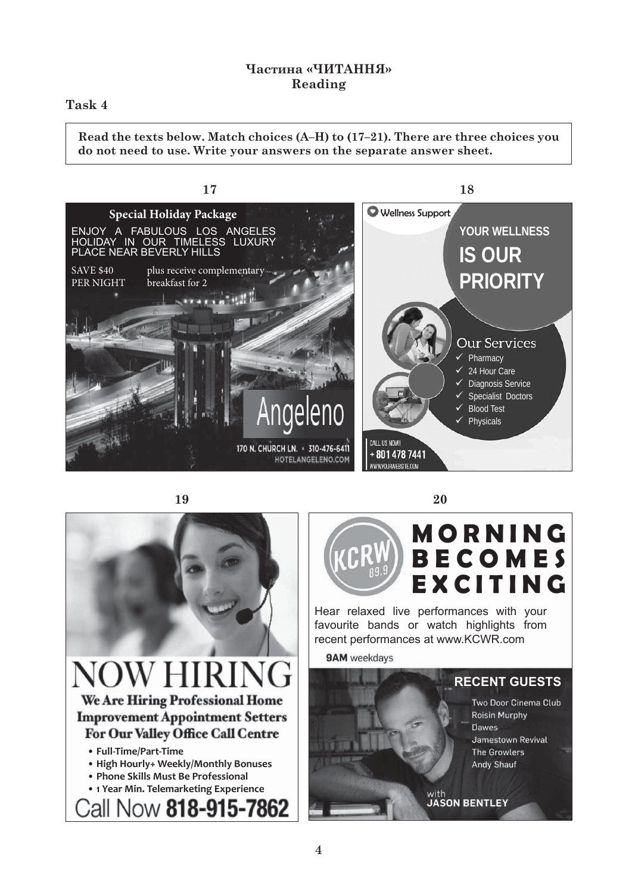**Частина «ЧИТАННЯ»**
**Reading**

**Task 4**

**Read the texts below. Match choices (A–H) to (17–21). There are three choices you do not need to use. Write your answers on the separate answer sheet.**

**17**

**Special Holiday Package**

ENJOY A FABULOUS LOS ANGELES HOLIDAY IN OUR TIMELESS LUXURY PLACE NEAR BEVERLY HILLS

SAVE $40 PER NIGHT plus receive complementary breakfast for 2

Angeleno

170 N. CHURCH LN. • 310-476-6411
HOTELANGELENO.COM

**18**

Wellness Support

YOUR WELLNESS IS OUR PRIORITY

Our Services

- ✓ Pharmacy
- ✓ 24 Hour Care
- ✓ Diagnosis Service
- ✓ Specialist Doctors
- ✓ Blood Test
- ✓ Physicals

CALL US NOW!
+ 801 478 7441
WWW.YOURWEBSITE.COM

**19**

NOW HIRING

**We Are Hiring Professional Home Improvement Appointment Setters For Our Valley Office Call Centre**

- Full-Time/Part-Time
- High Hourly+ Weekly/Monthly Bonuses
- Phone Skills Must Be Professional
- 1 Year Min. Telemarketing Experience

Call Now **818-915-7862**

**20**

KCRW 89.9

**MORNING BECOMES EXCITING**

Hear relaxed live performances with your favourite bands or watch highlights from recent performances at www.KCWR.com

**9AM** weekdays

**RECENT GUESTS**

Two Door Cinema Club
Roisin Murphy
Dawes
Jamestown Revival
The Growlers
Andy Shauf

with
**JASON BENTLEY**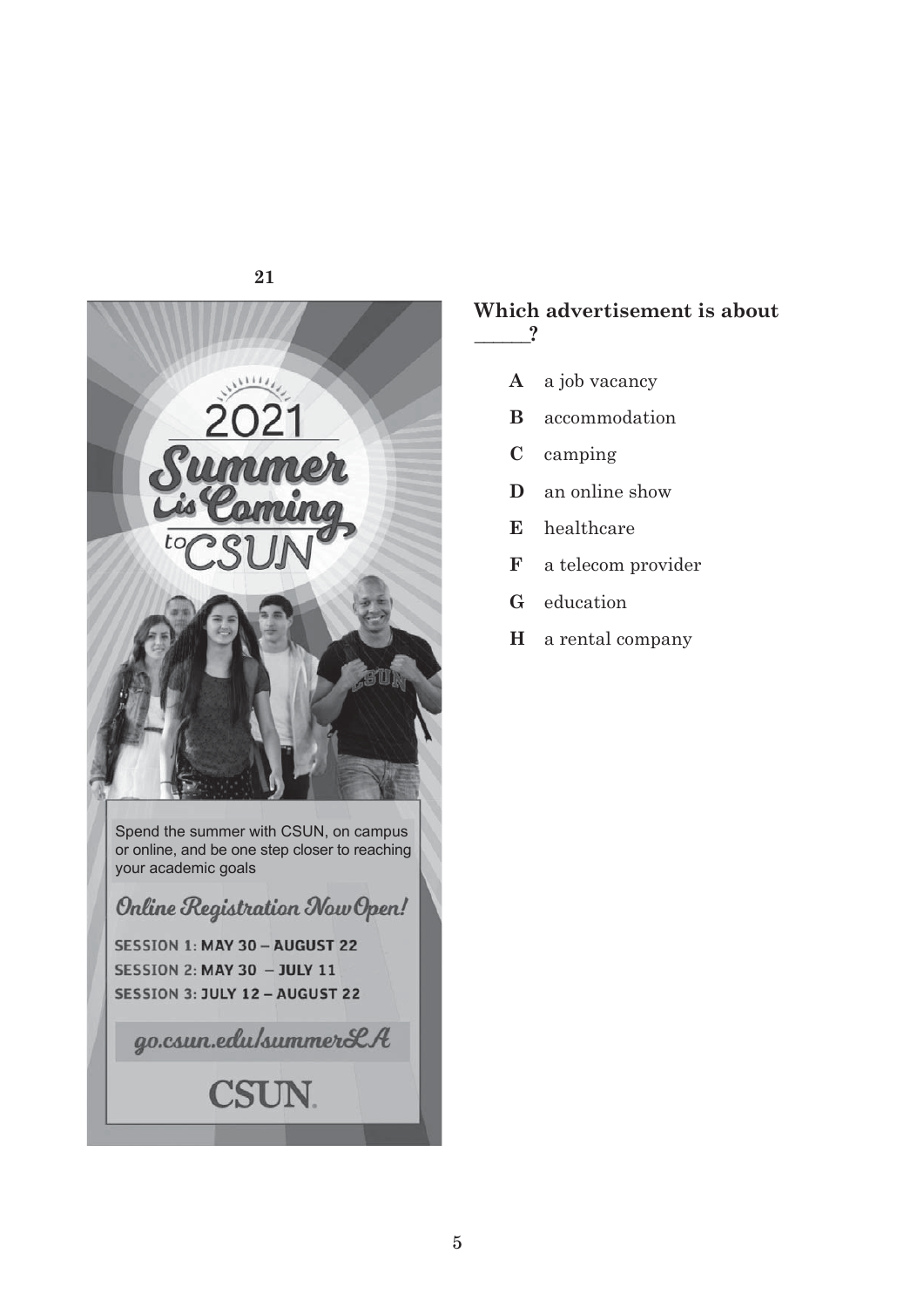**21**

2021

Summer is Coming to CSUN

Spend the summer with CSUN, on campus or online, and be one step closer to reaching your academic goals

*Online Registration Now Open!*

SESSION 1: MAY 30 – AUGUST 22

SESSION 2: MAY 30 – JULY 11

SESSION 3: JULY 12 – AUGUST 22

go.csun.edu/summerLA

CSUN.

**Which advertisement is about ______?**

- **A** a job vacancy
- **B** accommodation
- **C** camping
- **D** an online show
- **E** healthcare
- **F** a telecom provider
- **G** education
- **H** a rental company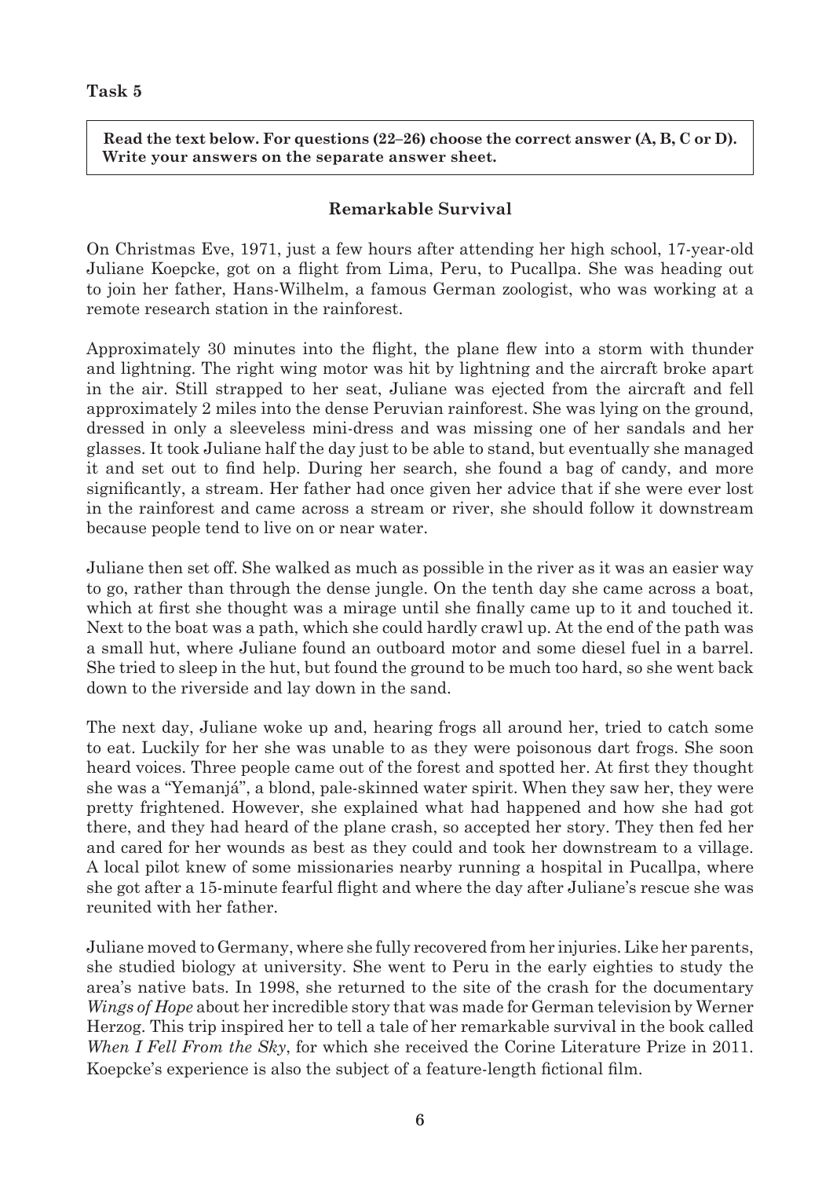**Task 5**

**Read the text below. For questions (22–26) choose the correct answer (A, B, C or D). Write your answers on the separate answer sheet.**

## Remarkable Survival

On Christmas Eve, 1971, just a few hours after attending her high school, 17-year-old Juliane Koepcke, got on a flight from Lima, Peru, to Pucallpa. She was heading out to join her father, Hans-Wilhelm, a famous German zoologist, who was working at a remote research station in the rainforest.

Approximately 30 minutes into the flight, the plane flew into a storm with thunder and lightning. The right wing motor was hit by lightning and the aircraft broke apart in the air. Still strapped to her seat, Juliane was ejected from the aircraft and fell approximately 2 miles into the dense Peruvian rainforest. She was lying on the ground, dressed in only a sleeveless mini-dress and was missing one of her sandals and her glasses. It took Juliane half the day just to be able to stand, but eventually she managed it and set out to find help. During her search, she found a bag of candy, and more significantly, a stream. Her father had once given her advice that if she were ever lost in the rainforest and came across a stream or river, she should follow it downstream because people tend to live on or near water.

Juliane then set off. She walked as much as possible in the river as it was an easier way to go, rather than through the dense jungle. On the tenth day she came across a boat, which at first she thought was a mirage until she finally came up to it and touched it. Next to the boat was a path, which she could hardly crawl up. At the end of the path was a small hut, where Juliane found an outboard motor and some diesel fuel in a barrel. She tried to sleep in the hut, but found the ground to be much too hard, so she went back down to the riverside and lay down in the sand.

The next day, Juliane woke up and, hearing frogs all around her, tried to catch some to eat. Luckily for her she was unable to as they were poisonous dart frogs. She soon heard voices. Three people came out of the forest and spotted her. At first they thought she was a "Yemanjá", a blond, pale-skinned water spirit. When they saw her, they were pretty frightened. However, she explained what had happened and how she had got there, and they had heard of the plane crash, so accepted her story. They then fed her and cared for her wounds as best as they could and took her downstream to a village. A local pilot knew of some missionaries nearby running a hospital in Pucallpa, where she got after a 15-minute fearful flight and where the day after Juliane's rescue she was reunited with her father.

Juliane moved to Germany, where she fully recovered from her injuries. Like her parents, she studied biology at university. She went to Peru in the early eighties to study the area's native bats. In 1998, she returned to the site of the crash for the documentary *Wings of Hope* about her incredible story that was made for German television by Werner Herzog. This trip inspired her to tell a tale of her remarkable survival in the book called *When I Fell From the Sky*, for which she received the Corine Literature Prize in 2011. Koepcke's experience is also the subject of a feature-length fictional film.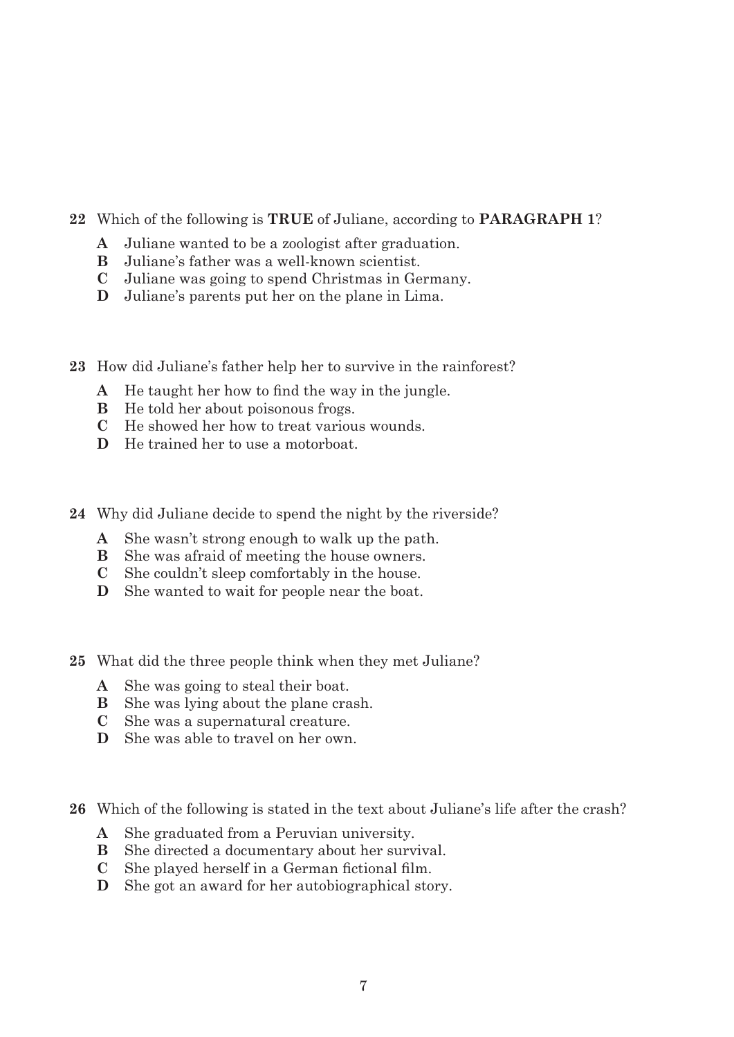**22** Which of the following is **TRUE** of Juliane, according to **PARAGRAPH 1**?

- **A** Juliane wanted to be a zoologist after graduation.
- **B** Juliane's father was a well-known scientist.
- **C** Juliane was going to spend Christmas in Germany.
- **D** Juliane's parents put her on the plane in Lima.

**23** How did Juliane's father help her to survive in the rainforest?

- **A** He taught her how to find the way in the jungle.
- **B** He told her about poisonous frogs.
- **C** He showed her how to treat various wounds.
- **D** He trained her to use a motorboat.

**24** Why did Juliane decide to spend the night by the riverside?

- **A** She wasn't strong enough to walk up the path.
- **B** She was afraid of meeting the house owners.
- **C** She couldn't sleep comfortably in the house.
- **D** She wanted to wait for people near the boat.

**25** What did the three people think when they met Juliane?

- **A** She was going to steal their boat.
- **B** She was lying about the plane crash.
- **C** She was a supernatural creature.
- **D** She was able to travel on her own.

**26** Which of the following is stated in the text about Juliane's life after the crash?

- **A** She graduated from a Peruvian university.
- **B** She directed a documentary about her survival.
- **C** She played herself in a German fictional film.
- **D** She got an award for her autobiographical story.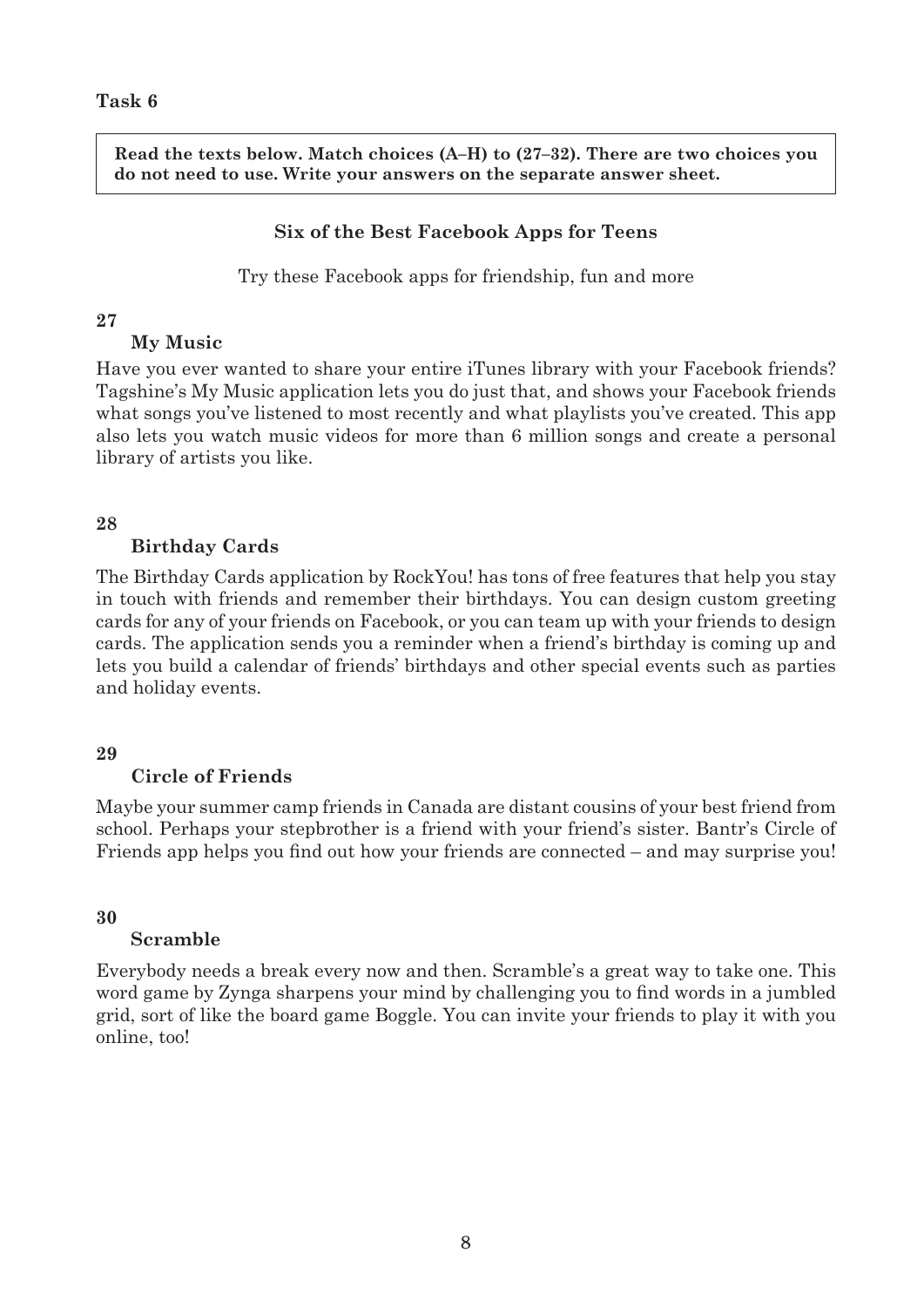**Task 6**

**Read the texts below. Match choices (A–H) to (27–32). There are two choices you do not need to use. Write your answers on the separate answer sheet.**

## Six of the Best Facebook Apps for Teens

Try these Facebook apps for friendship, fun and more

**27**

**My Music**

Have you ever wanted to share your entire iTunes library with your Facebook friends? Tagshine's My Music application lets you do just that, and shows your Facebook friends what songs you've listened to most recently and what playlists you've created. This app also lets you watch music videos for more than 6 million songs and create a personal library of artists you like.

**28**

**Birthday Cards**

The Birthday Cards application by RockYou! has tons of free features that help you stay in touch with friends and remember their birthdays. You can design custom greeting cards for any of your friends on Facebook, or you can team up with your friends to design cards. The application sends you a reminder when a friend's birthday is coming up and lets you build a calendar of friends' birthdays and other special events such as parties and holiday events.

**29**

**Circle of Friends**

Maybe your summer camp friends in Canada are distant cousins of your best friend from school. Perhaps your stepbrother is a friend with your friend's sister. Bantr's Circle of Friends app helps you find out how your friends are connected – and may surprise you!

**30**

**Scramble**

Everybody needs a break every now and then. Scramble's a great way to take one. This word game by Zynga sharpens your mind by challenging you to find words in a jumbled grid, sort of like the board game Boggle. You can invite your friends to play it with you online, too!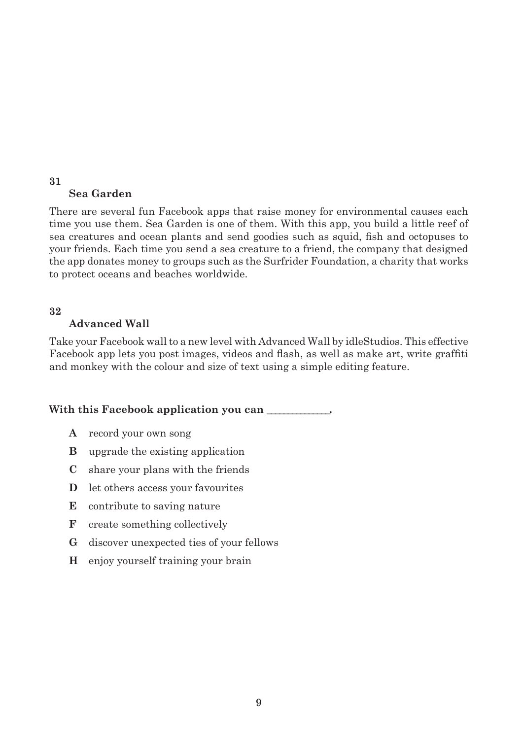**31**

**Sea Garden**

There are several fun Facebook apps that raise money for environmental causes each time you use them. Sea Garden is one of them. With this app, you build a little reef of sea creatures and ocean plants and send goodies such as squid, fish and octopuses to your friends. Each time you send a sea creature to a friend, the company that designed the app donates money to groups such as the Surfrider Foundation, a charity that works to protect oceans and beaches worldwide.

**32**

**Advanced Wall**

Take your Facebook wall to a new level with Advanced Wall by idleStudios. This effective Facebook app lets you post images, videos and flash, as well as make art, write graffiti and monkey with the colour and size of text using a simple editing feature.

**With this Facebook application you can ____________.**

- **A** record your own song
- **B** upgrade the existing application
- **C** share your plans with the friends
- **D** let others access your favourites
- **E** contribute to saving nature
- **F** create something collectively
- **G** discover unexpected ties of your fellows
- **H** enjoy yourself training your brain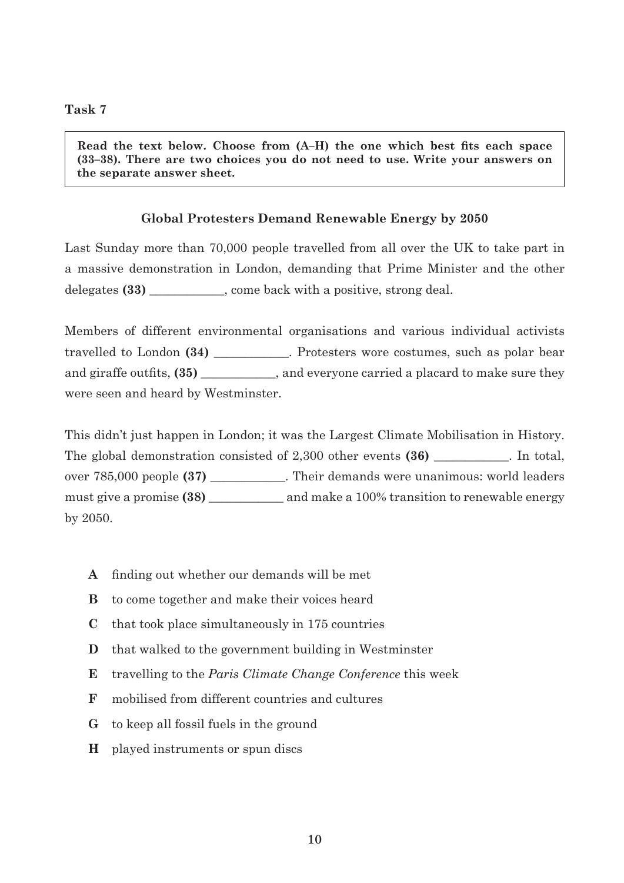**Task 7**

**Read the text below. Choose from (A–H) the one which best fits each space (33–38). There are two choices you do not need to use. Write your answers on the separate answer sheet.**

**Global Protesters Demand Renewable Energy by 2050**

Last Sunday more than 70,000 people travelled from all over the UK to take part in a massive demonstration in London, demanding that Prime Minister and the other delegates **(33)** ____________, come back with a positive, strong deal.

Members of different environmental organisations and various individual activists travelled to London **(34)** ____________. Protesters wore costumes, such as polar bear and giraffe outfits, **(35)** ____________, and everyone carried a placard to make sure they were seen and heard by Westminster.

This didn't just happen in London; it was the Largest Climate Mobilisation in History. The global demonstration consisted of 2,300 other events **(36)** ____________. In total, over 785,000 people **(37)** ____________. Their demands were unanimous: world leaders must give a promise **(38)** ____________ and make a 100% transition to renewable energy by 2050.

- **A** finding out whether our demands will be met
- **B** to come together and make their voices heard
- **C** that took place simultaneously in 175 countries
- **D** that walked to the government building in Westminster
- **E** travelling to the *Paris Climate Change Conference* this week
- **F** mobilised from different countries and cultures
- **G** to keep all fossil fuels in the ground
- **H** played instruments or spun discs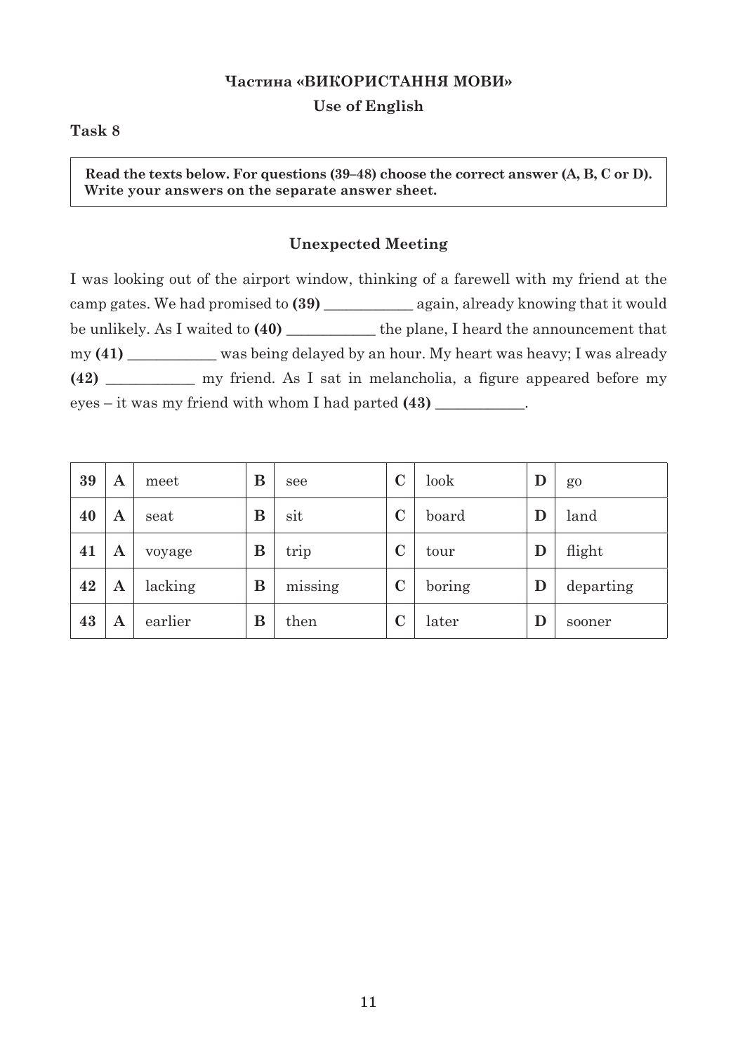**Частина «ВИКОРИСТАННЯ МОВИ»**

**Use of English**

**Task 8**

**Read the texts below. For questions (39–48) choose the correct answer (A, B, C or D). Write your answers on the separate answer sheet.**

### Unexpected Meeting

I was looking out of the airport window, thinking of a farewell with my friend at the camp gates. We had promised to **(39)** ___________ again, already knowing that it would be unlikely. As I waited to **(40)** ___________ the plane, I heard the announcement that my **(41)** ___________ was being delayed by an hour. My heart was heavy; I was already **(42)** ___________ my friend. As I sat in melancholia, a figure appeared before my eyes – it was my friend with whom I had parted **(43)** ___________.

| | | | | | | | | |
|---|---|---|---|---|---|---|---|---|
| **39** | **A** | meet | **B** | see | **C** | look | **D** | go |
| **40** | **A** | seat | **B** | sit | **C** | board | **D** | land |
| **41** | **A** | voyage | **B** | trip | **C** | tour | **D** | flight |
| **42** | **A** | lacking | **B** | missing | **C** | boring | **D** | departing |
| **43** | **A** | earlier | **B** | then | **C** | later | **D** | sooner |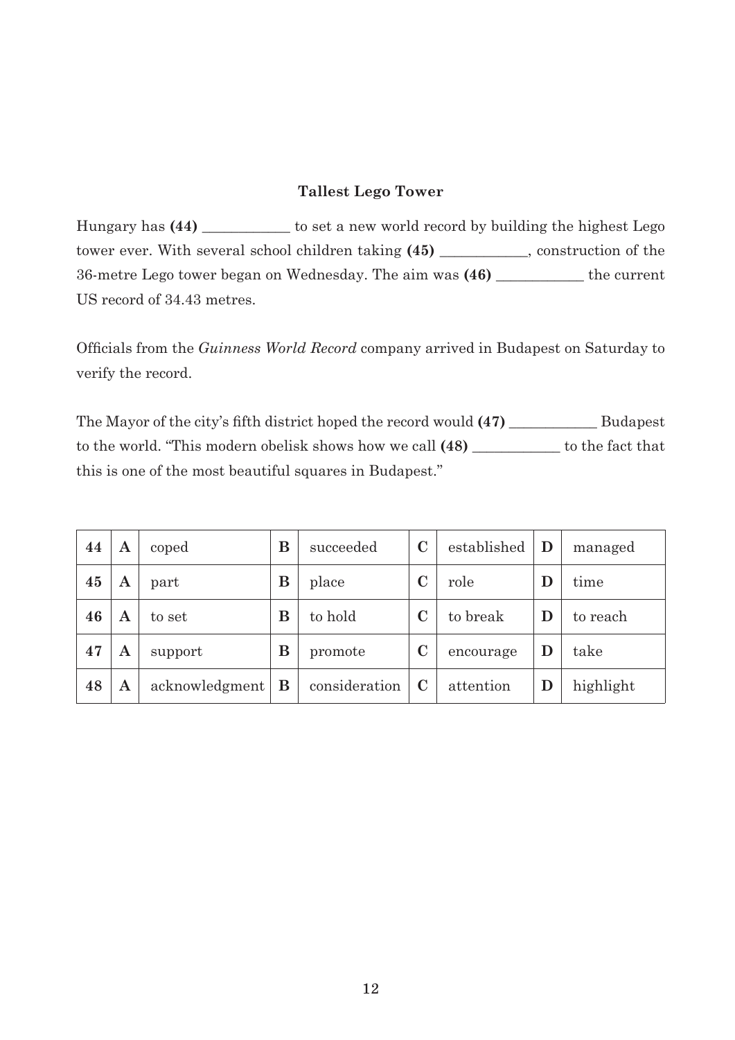### Tallest Lego Tower

Hungary has **(44)** ___________ to set a new world record by building the highest Lego tower ever. With several school children taking **(45)** ___________, construction of the 36-metre Lego tower began on Wednesday. The aim was **(46)** ___________ the current US record of 34.43 metres.

Officials from the *Guinness World Record* company arrived in Budapest on Saturday to verify the record.

The Mayor of the city's fifth district hoped the record would **(47)** ___________ Budapest to the world. "This modern obelisk shows how we call **(48)** ___________ to the fact that this is one of the most beautiful squares in Budapest."

| | | | | | | | | |
|---|---|---|---|---|---|---|---|---|
| **44** | **A** | coped | **B** | succeeded | **C** | established | **D** | managed |
| **45** | **A** | part | **B** | place | **C** | role | **D** | time |
| **46** | **A** | to set | **B** | to hold | **C** | to break | **D** | to reach |
| **47** | **A** | support | **B** | promote | **C** | encourage | **D** | take |
| **48** | **A** | acknowledgment | **B** | consideration | **C** | attention | **D** | highlight |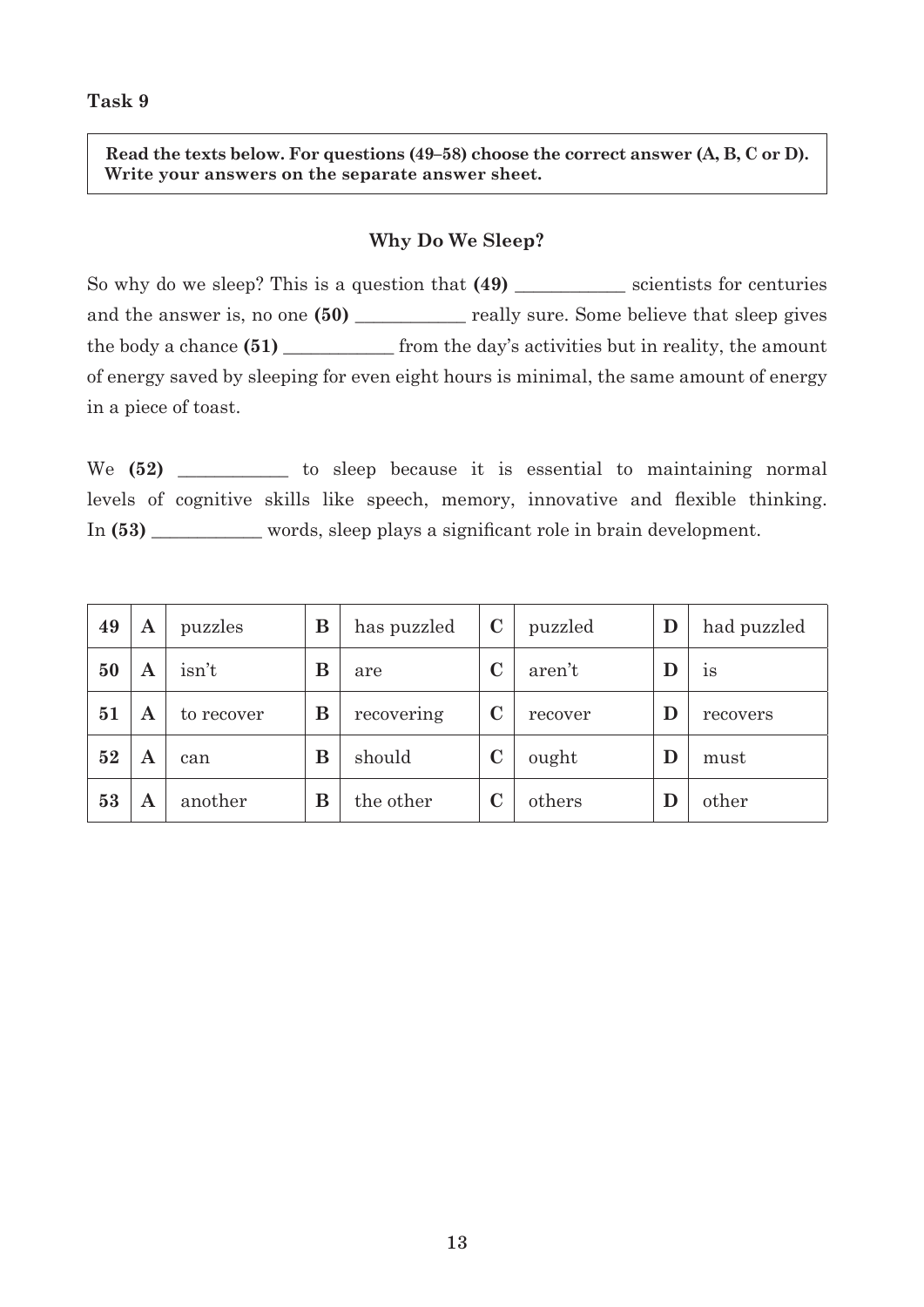**Task 9**

**Read the texts below. For questions (49–58) choose the correct answer (A, B, C or D). Write your answers on the separate answer sheet.**

### Why Do We Sleep?

So why do we sleep? This is a question that **(49)** ___________ scientists for centuries and the answer is, no one **(50)** ___________ really sure. Some believe that sleep gives the body a chance **(51)** ___________ from the day's activities but in reality, the amount of energy saved by sleeping for even eight hours is minimal, the same amount of energy in a piece of toast.

We **(52)** ___________ to sleep because it is essential to maintaining normal levels of cognitive skills like speech, memory, innovative and flexible thinking. In **(53)** ___________ words, sleep plays a significant role in brain development.

| | | | | | | | | |
|---|---|---|---|---|---|---|---|---|
| **49** | **A** | puzzles | **B** | has puzzled | **C** | puzzled | **D** | had puzzled |
| **50** | **A** | isn't | **B** | are | **C** | aren't | **D** | is |
| **51** | **A** | to recover | **B** | recovering | **C** | recover | **D** | recovers |
| **52** | **A** | can | **B** | should | **C** | ought | **D** | must |
| **53** | **A** | another | **B** | the other | **C** | others | **D** | other |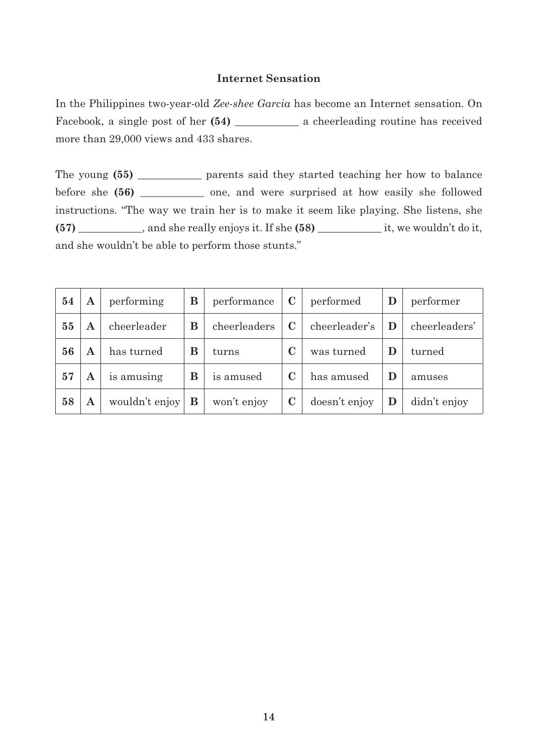## Internet Sensation

In the Philippines two-year-old *Zee-shee Garcia* has become an Internet sensation. On Facebook, a single post of her **(54)** ___________ a cheerleading routine has received more than 29,000 views and 433 shares.

The young **(55)** ___________ parents said they started teaching her how to balance before she **(56)** ___________ one, and were surprised at how easily she followed instructions. "The way we train her is to make it seem like playing. She listens, she **(57)** ___________, and she really enjoys it. If she **(58)** ___________ it, we wouldn't do it, and she wouldn't be able to perform those stunts."

| | | | | | | | | |
|---|---|---|---|---|---|---|---|---|
| **54** | **A** | performing | **B** | performance | **C** | performed | **D** | performer |
| **55** | **A** | cheerleader | **B** | cheerleaders | **C** | cheerleader's | **D** | cheerleaders' |
| **56** | **A** | has turned | **B** | turns | **C** | was turned | **D** | turned |
| **57** | **A** | is amusing | **B** | is amused | **C** | has amused | **D** | amuses |
| **58** | **A** | wouldn't enjoy | **B** | won't enjoy | **C** | doesn't enjoy | **D** | didn't enjoy |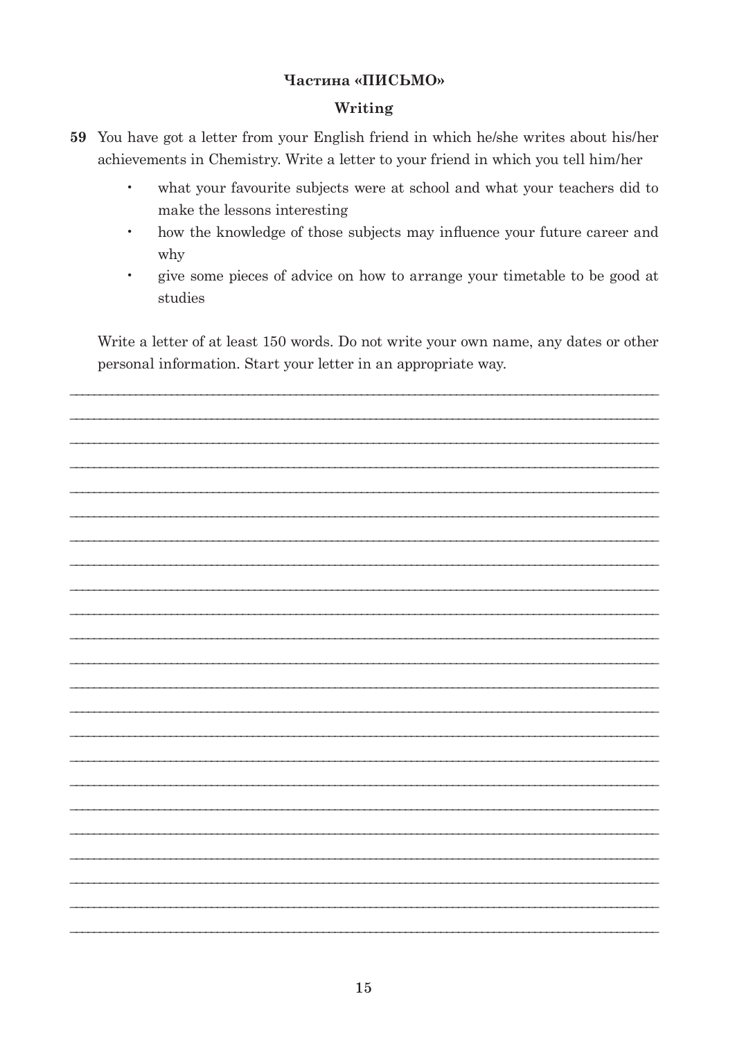## Частина «ПИСЬМО»

### Writing

**59** You have got a letter from your English friend in which he/she writes about his/her achievements in Chemistry. Write a letter to your friend in which you tell him/her

- what your favourite subjects were at school and what your teachers did to make the lessons interesting
- how the knowledge of those subjects may influence your future career and why
- give some pieces of advice on how to arrange your timetable to be good at studies

Write a letter of at least 150 words. Do not write your own name, any dates or other personal information. Start your letter in an appropriate way.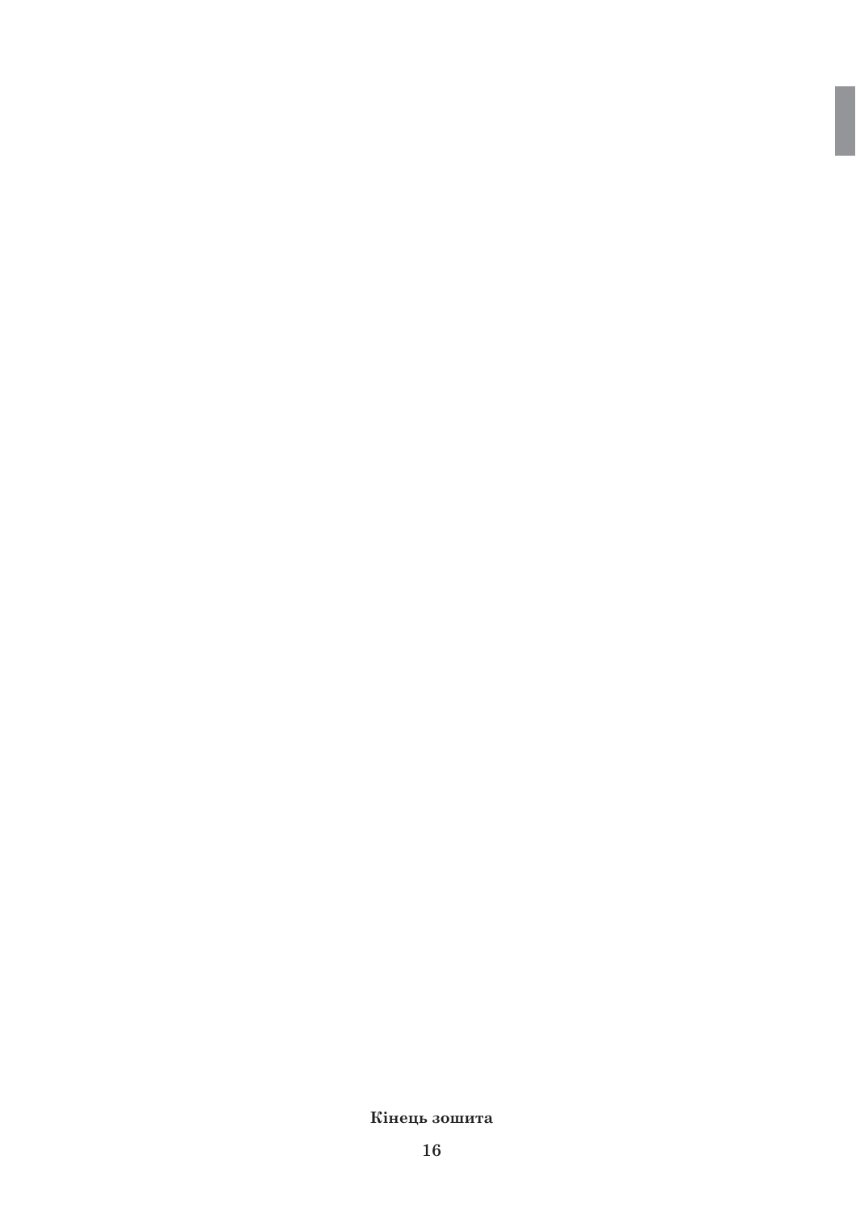**Кінець зошита**